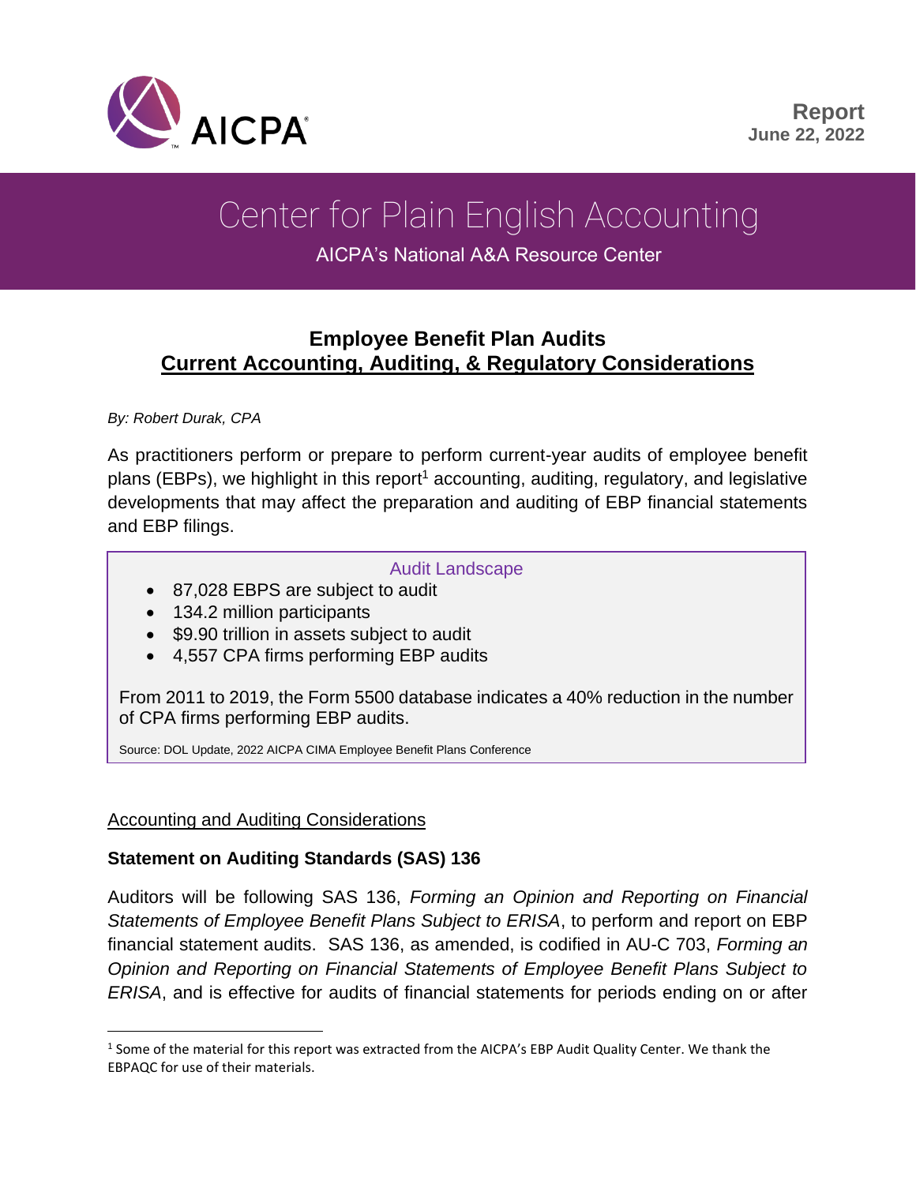Report
June 22, 2022

# Center for Plain English Accounting

AICPA's National A&A Resource Center

## Employee Benefit Plan Audits
## Current Accounting, Auditing, & Regulatory Considerations

*By: Robert Durak, CPA*

As practitioners perform or prepare to perform current-year audits of employee benefit plans (EBPs), we highlight in this report[1] accounting, auditing, regulatory, and legislative developments that may affect the preparation and auditing of EBP financial statements and EBP filings.

> **Audit Landscape**
>
> - 87,028 EBPS are subject to audit
> - 134.2 million participants
> - $9.90 trillion in assets subject to audit
> - 4,557 CPA firms performing EBP audits
>
> From 2011 to 2019, the Form 5500 database indicates a 40% reduction in the number of CPA firms performing EBP audits.
>
> Source: DOL Update, 2022 AICPA CIMA Employee Benefit Plans Conference

### Accounting and Auditing Considerations

**Statement on Auditing Standards (SAS) 136**

Auditors will be following SAS 136, *Forming an Opinion and Reporting on Financial Statements of Employee Benefit Plans Subject to ERISA*, to perform and report on EBP financial statement audits. SAS 136, as amended, is codified in AU-C 703, *Forming an Opinion and Reporting on Financial Statements of Employee Benefit Plans Subject to ERISA*, and is effective for audits of financial statements for periods ending on or after

[1] Some of the material for this report was extracted from the AICPA's EBP Audit Quality Center. We thank the EBPAQC for use of their materials.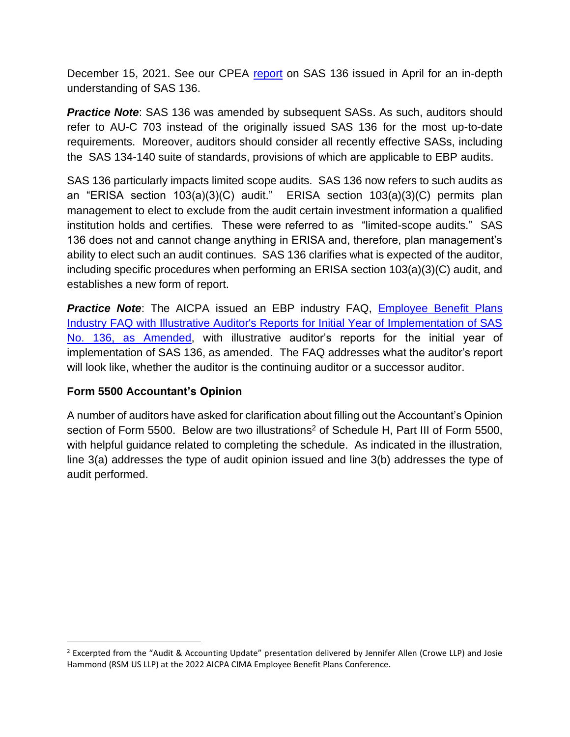December 15, 2021. See our CPEA [report](report) on SAS 136 issued in April for an in-depth understanding of SAS 136.

***Practice Note***: SAS 136 was amended by subsequent SASs. As such, auditors should refer to AU-C 703 instead of the originally issued SAS 136 for the most up-to-date requirements. Moreover, auditors should consider all recently effective SASs, including the SAS 134-140 suite of standards, provisions of which are applicable to EBP audits.

SAS 136 particularly impacts limited scope audits. SAS 136 now refers to such audits as an "ERISA section 103(a)(3)(C) audit." ERISA section 103(a)(3)(C) permits plan management to elect to exclude from the audit certain investment information a qualified institution holds and certifies. These were referred to as "limited-scope audits." SAS 136 does not and cannot change anything in ERISA and, therefore, plan management's ability to elect such an audit continues. SAS 136 clarifies what is expected of the auditor, including specific procedures when performing an ERISA section 103(a)(3)(C) audit, and establishes a new form of report.

***Practice Note***: The AICPA issued an EBP industry FAQ, Employee Benefit Plans Industry FAQ with Illustrative Auditor's Reports for Initial Year of Implementation of SAS No. 136, as Amended, with illustrative auditor's reports for the initial year of implementation of SAS 136, as amended. The FAQ addresses what the auditor's report will look like, whether the auditor is the continuing auditor or a successor auditor.

### Form 5500 Accountant's Opinion

A number of auditors have asked for clarification about filling out the Accountant's Opinion section of Form 5500. Below are two illustrations[2] of Schedule H, Part III of Form 5500, with helpful guidance related to completing the schedule. As indicated in the illustration, line 3(a) addresses the type of audit opinion issued and line 3(b) addresses the type of audit performed.

[2] Excerpted from the "Audit & Accounting Update" presentation delivered by Jennifer Allen (Crowe LLP) and Josie Hammond (RSM US LLP) at the 2022 AICPA CIMA Employee Benefit Plans Conference.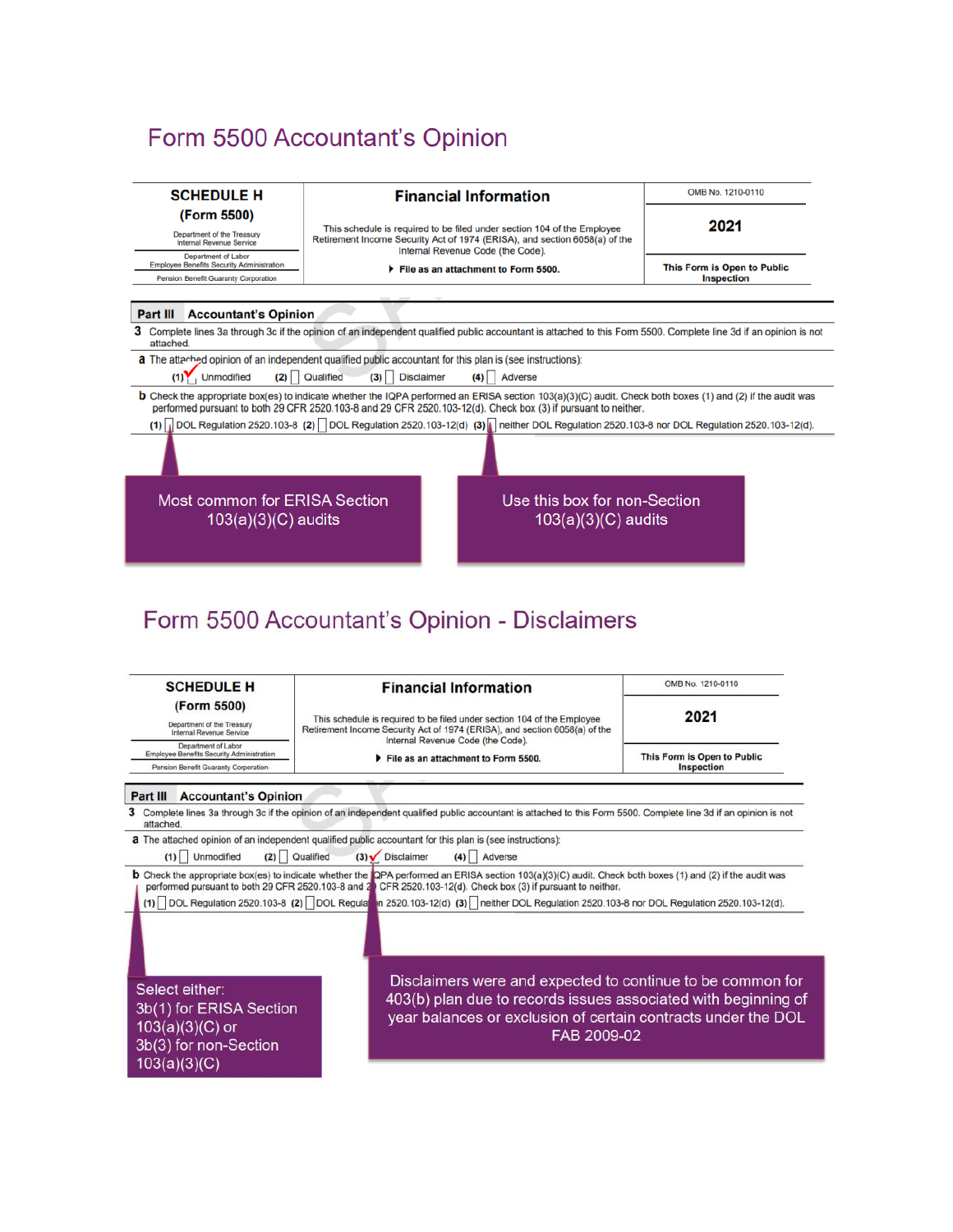# Form 5500 Accountant's Opinion

| SCHEDULE H (Form 5500) Department of the Treasury Internal Revenue Service Department of Labor Employee Benefits Security Administration Pension Benefit Guaranty Corporation | Financial Information This schedule is required to be filed under section 104 of the Employee Retirement Income Security Act of 1974 (ERISA), and section 6058(a) of the Internal Revenue Code (the Code). ▶ File as an attachment to Form 5500. | OMB No. 1210-0110 **2021** This Form is Open to Public Inspection |
|---|---|---|

**Part III Accountant's Opinion**

**3** Complete lines 3a through 3c if the opinion of an independent qualified public accountant is attached to this Form 5500. Complete line 3d if an opinion is not attached.

**a** The attached opinion of an independent qualified public accountant for this plan is (see instructions):
(1) ☑ Unmodified (2) ☐ Qualified (3) ☐ Disclaimer (4) ☐ Adverse

**b** Check the appropriate box(es) to indicate whether the IQPA performed an ERISA section 103(a)(3)(C) audit. Check both boxes (1) and (2) if the audit was performed pursuant to both 29 CFR 2520.103-8 and 29 CFR 2520.103-12(d). Check box (3) if pursuant to neither.
(1) ☐ DOL Regulation 2520.103-8 (2) ☐ DOL Regulation 2520.103-12(d) (3) ☐ neither DOL Regulation 2520.103-8 nor DOL Regulation 2520.103-12(d).

Most common for ERISA Section 103(a)(3)(C) audits

Use this box for non-Section 103(a)(3)(C) audits

# Form 5500 Accountant's Opinion - Disclaimers

| SCHEDULE H (Form 5500) Department of the Treasury Internal Revenue Service Department of Labor Employee Benefits Security Administration Pension Benefit Guaranty Corporation | Financial Information This schedule is required to be filed under section 104 of the Employee Retirement Income Security Act of 1974 (ERISA), and section 6058(a) of the Internal Revenue Code (the Code). ▶ File as an attachment to Form 5500. | OMB No. 1210-0110 **2021** This Form is Open to Public Inspection |
|---|---|---|

**Part III Accountant's Opinion**

**3** Complete lines 3a through 3c if the opinion of an independent qualified public accountant is attached to this Form 5500. Complete line 3d if an opinion is not attached.

**a** The attached opinion of an independent qualified public accountant for this plan is (see instructions):
(1) ☐ Unmodified (2) ☐ Qualified (3) ☑ Disclaimer (4) ☐ Adverse

**b** Check the appropriate box(es) to indicate whether the IQPA performed an ERISA section 103(a)(3)(C) audit. Check both boxes (1) and (2) if the audit was performed pursuant to both 29 CFR 2520.103-8 and 29 CFR 2520.103-12(d). Check box (3) if pursuant to neither.
(1) ☐ DOL Regulation 2520.103-8 (2) ☐ DOL Regulation 2520.103-12(d) (3) ☐ neither DOL Regulation 2520.103-8 nor DOL Regulation 2520.103-12(d).

Select either:
3b(1) for ERISA Section 103(a)(3)(C) or
3b(3) for non-Section 103(a)(3)(C)

Disclaimers were and expected to continue to be common for 403(b) plan due to records issues associated with beginning of year balances or exclusion of certain contracts under the DOL FAB 2009-02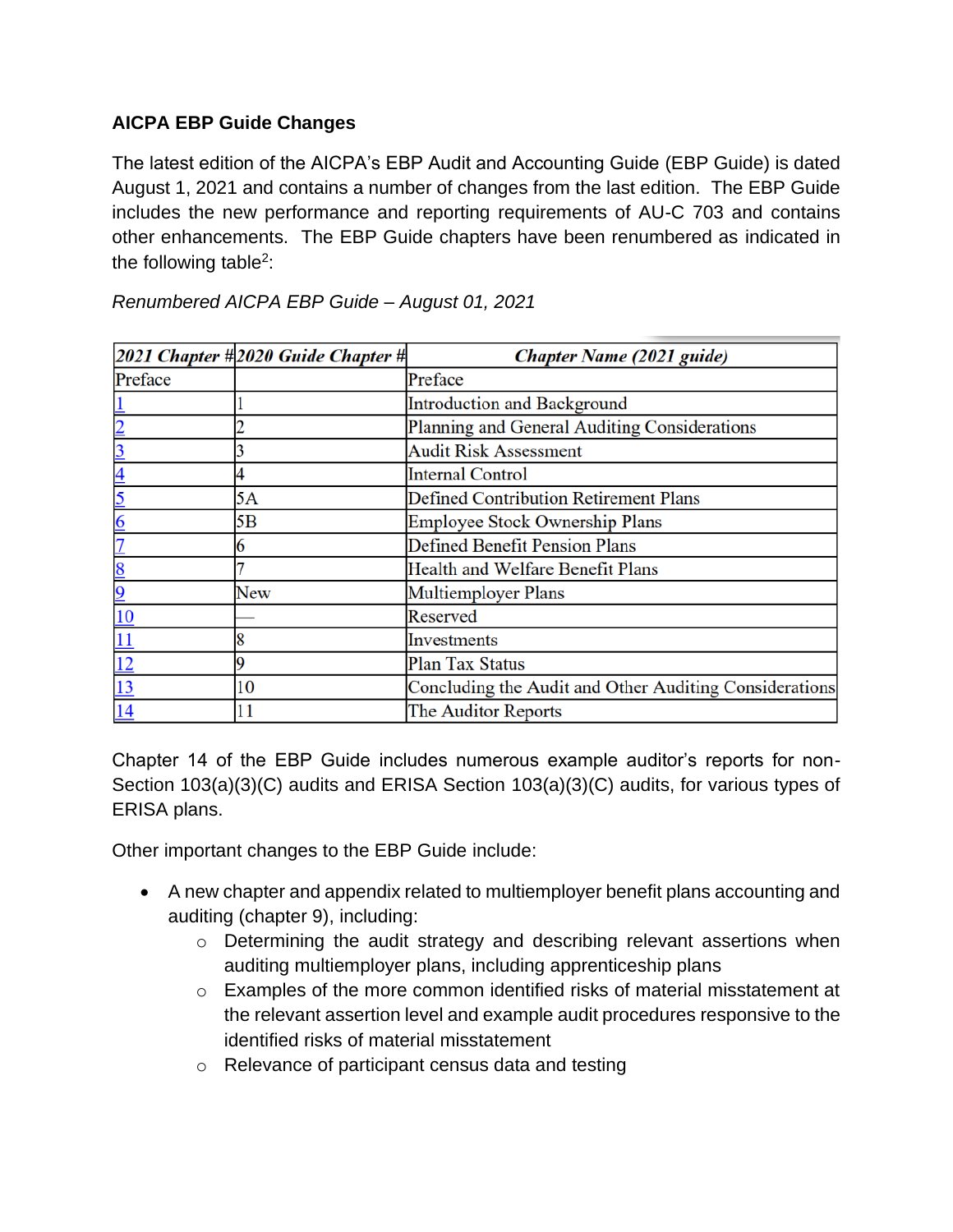**AICPA EBP Guide Changes**

The latest edition of the AICPA's EBP Audit and Accounting Guide (EBP Guide) is dated August 1, 2021 and contains a number of changes from the last edition. The EBP Guide includes the new performance and reporting requirements of AU-C 703 and contains other enhancements. The EBP Guide chapters have been renumbered as indicated in the following table[2]:

*Renumbered AICPA EBP Guide – August 01, 2021*

| *2021 Chapter #* | *2020 Guide Chapter #* | *Chapter Name (2021 guide)* |
|---|---|---|
| Preface | | Preface |
| 1 | 1 | Introduction and Background |
| 2 | 2 | Planning and General Auditing Considerations |
| 3 | 3 | Audit Risk Assessment |
| 4 | 4 | Internal Control |
| 5 | 5A | Defined Contribution Retirement Plans |
| 6 | 5B | Employee Stock Ownership Plans |
| 7 | 6 | Defined Benefit Pension Plans |
| 8 | 7 | Health and Welfare Benefit Plans |
| 9 | New | Multiemployer Plans |
| 10 | — | Reserved |
| 11 | 8 | Investments |
| 12 | 9 | Plan Tax Status |
| 13 | 10 | Concluding the Audit and Other Auditing Considerations |
| 14 | 11 | The Auditor Reports |

Chapter 14 of the EBP Guide includes numerous example auditor's reports for non-Section 103(a)(3)(C) audits and ERISA Section 103(a)(3)(C) audits, for various types of ERISA plans.

Other important changes to the EBP Guide include:

- A new chapter and appendix related to multiemployer benefit plans accounting and auditing (chapter 9), including:
  - Determining the audit strategy and describing relevant assertions when auditing multiemployer plans, including apprenticeship plans
  - Examples of the more common identified risks of material misstatement at the relevant assertion level and example audit procedures responsive to the identified risks of material misstatement
  - Relevance of participant census data and testing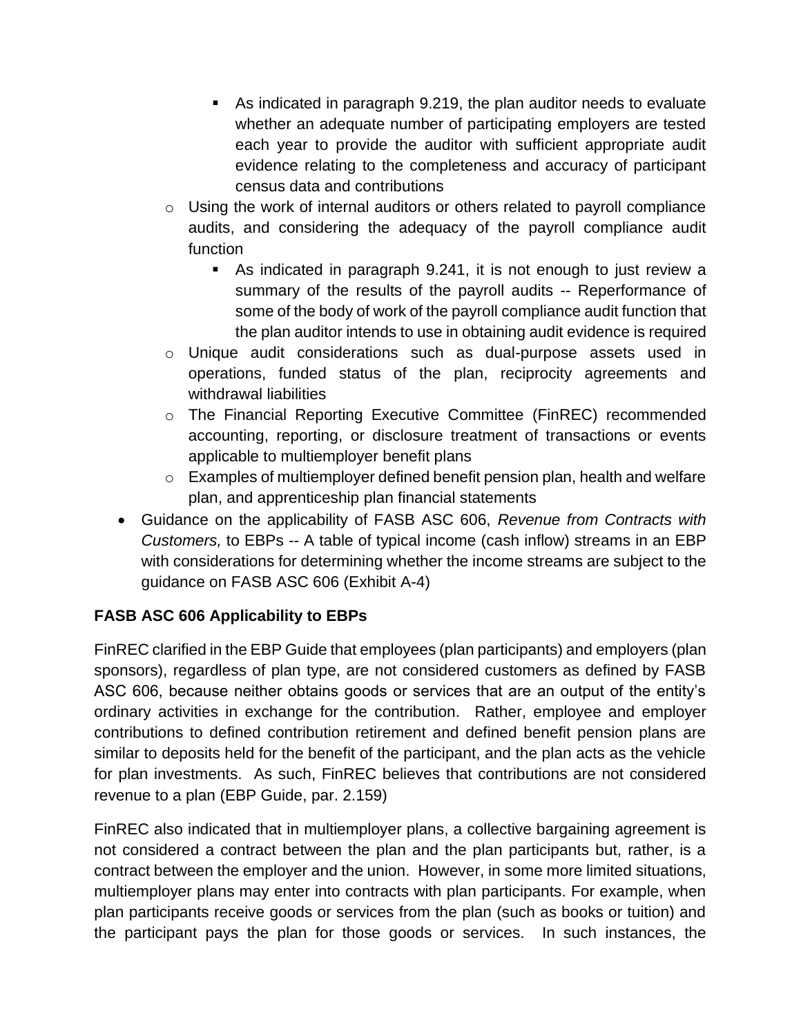- As indicated in paragraph 9.219, the plan auditor needs to evaluate whether an adequate number of participating employers are tested each year to provide the auditor with sufficient appropriate audit evidence relating to the completeness and accuracy of participant census data and contributions
    - Using the work of internal auditors or others related to payroll compliance audits, and considering the adequacy of the payroll compliance audit function
        - As indicated in paragraph 9.241, it is not enough to just review a summary of the results of the payroll audits -- Reperformance of some of the body of work of the payroll compliance audit function that the plan auditor intends to use in obtaining audit evidence is required
    - Unique audit considerations such as dual-purpose assets used in operations, funded status of the plan, reciprocity agreements and withdrawal liabilities
    - The Financial Reporting Executive Committee (FinREC) recommended accounting, reporting, or disclosure treatment of transactions or events applicable to multiemployer benefit plans
    - Examples of multiemployer defined benefit pension plan, health and welfare plan, and apprenticeship plan financial statements
- Guidance on the applicability of FASB ASC 606, *Revenue from Contracts with Customers,* to EBPs -- A table of typical income (cash inflow) streams in an EBP with considerations for determining whether the income streams are subject to the guidance on FASB ASC 606 (Exhibit A-4)

**FASB ASC 606 Applicability to EBPs**

FinREC clarified in the EBP Guide that employees (plan participants) and employers (plan sponsors), regardless of plan type, are not considered customers as defined by FASB ASC 606, because neither obtains goods or services that are an output of the entity's ordinary activities in exchange for the contribution. Rather, employee and employer contributions to defined contribution retirement and defined benefit pension plans are similar to deposits held for the benefit of the participant, and the plan acts as the vehicle for plan investments. As such, FinREC believes that contributions are not considered revenue to a plan (EBP Guide, par. 2.159)

FinREC also indicated that in multiemployer plans, a collective bargaining agreement is not considered a contract between the plan and the plan participants but, rather, is a contract between the employer and the union. However, in some more limited situations, multiemployer plans may enter into contracts with plan participants. For example, when plan participants receive goods or services from the plan (such as books or tuition) and the participant pays the plan for those goods or services. In such instances, the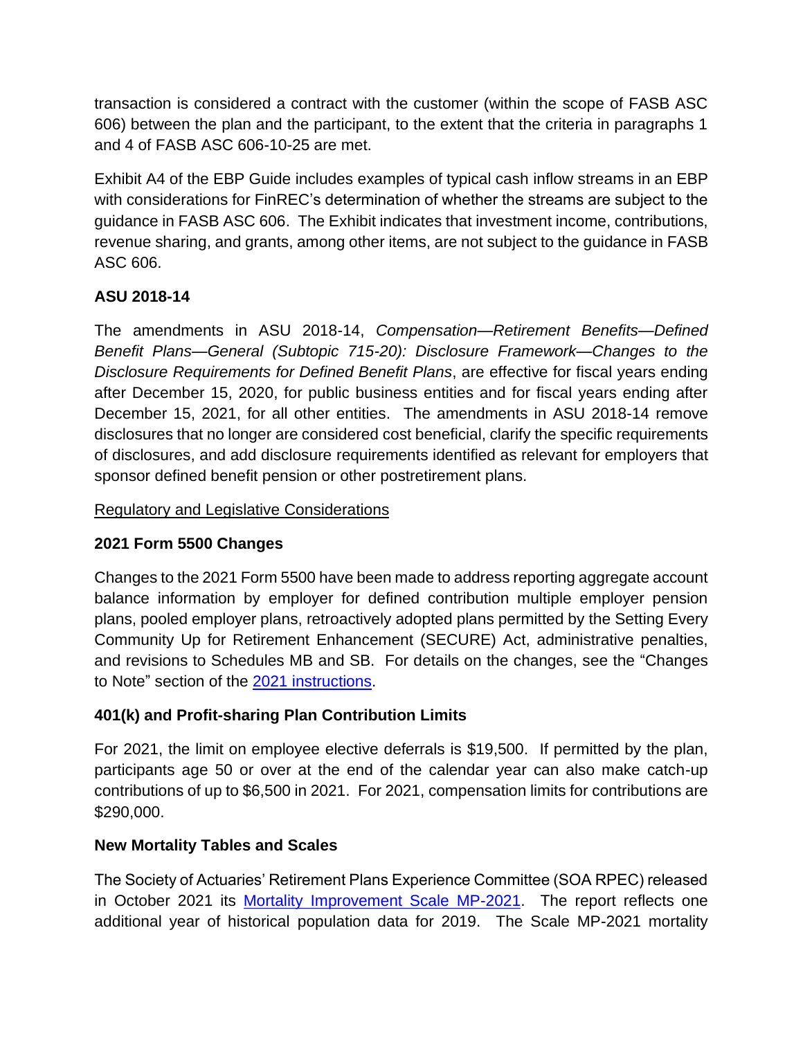transaction is considered a contract with the customer (within the scope of FASB ASC 606) between the plan and the participant, to the extent that the criteria in paragraphs 1 and 4 of FASB ASC 606-10-25 are met.

Exhibit A4 of the EBP Guide includes examples of typical cash inflow streams in an EBP with considerations for FinREC's determination of whether the streams are subject to the guidance in FASB ASC 606. The Exhibit indicates that investment income, contributions, revenue sharing, and grants, among other items, are not subject to the guidance in FASB ASC 606.

**ASU 2018-14**

The amendments in ASU 2018-14, *Compensation—Retirement Benefits—Defined Benefit Plans—General (Subtopic 715-20): Disclosure Framework—Changes to the Disclosure Requirements for Defined Benefit Plans*, are effective for fiscal years ending after December 15, 2020, for public business entities and for fiscal years ending after December 15, 2021, for all other entities. The amendments in ASU 2018-14 remove disclosures that no longer are considered cost beneficial, clarify the specific requirements of disclosures, and add disclosure requirements identified as relevant for employers that sponsor defined benefit pension or other postretirement plans.

Regulatory and Legislative Considerations

**2021 Form 5500 Changes**

Changes to the 2021 Form 5500 have been made to address reporting aggregate account balance information by employer for defined contribution multiple employer pension plans, pooled employer plans, retroactively adopted plans permitted by the Setting Every Community Up for Retirement Enhancement (SECURE) Act, administrative penalties, and revisions to Schedules MB and SB. For details on the changes, see the "Changes to Note" section of the 2021 instructions.

**401(k) and Profit-sharing Plan Contribution Limits**

For 2021, the limit on employee elective deferrals is $19,500. If permitted by the plan, participants age 50 or over at the end of the calendar year can also make catch-up contributions of up to $6,500 in 2021. For 2021, compensation limits for contributions are $290,000.

**New Mortality Tables and Scales**

The Society of Actuaries' Retirement Plans Experience Committee (SOA RPEC) released in October 2021 its Mortality Improvement Scale MP-2021. The report reflects one additional year of historical population data for 2019. The Scale MP-2021 mortality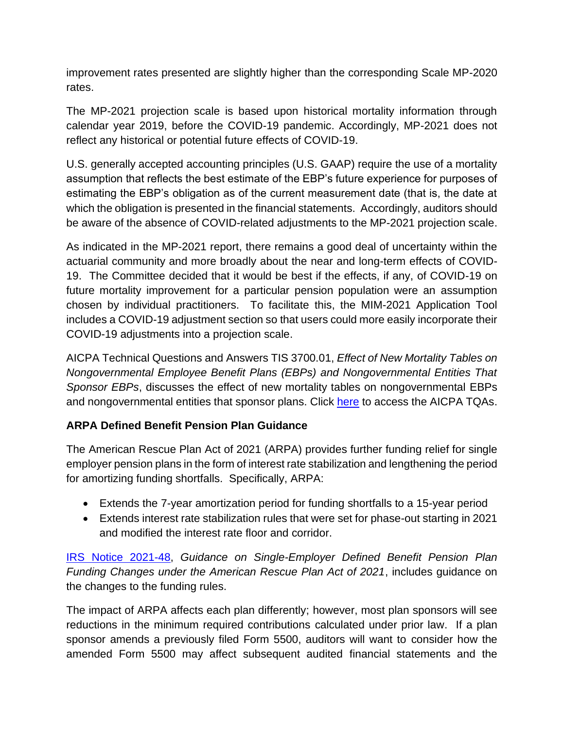improvement rates presented are slightly higher than the corresponding Scale MP-2020 rates.

The MP-2021 projection scale is based upon historical mortality information through calendar year 2019, before the COVID-19 pandemic. Accordingly, MP-2021 does not reflect any historical or potential future effects of COVID-19.

U.S. generally accepted accounting principles (U.S. GAAP) require the use of a mortality assumption that reflects the best estimate of the EBP's future experience for purposes of estimating the EBP's obligation as of the current measurement date (that is, the date at which the obligation is presented in the financial statements. Accordingly, auditors should be aware of the absence of COVID-related adjustments to the MP-2021 projection scale.

As indicated in the MP-2021 report, there remains a good deal of uncertainty within the actuarial community and more broadly about the near and long-term effects of COVID-19. The Committee decided that it would be best if the effects, if any, of COVID-19 on future mortality improvement for a particular pension population were an assumption chosen by individual practitioners. To facilitate this, the MIM-2021 Application Tool includes a COVID-19 adjustment section so that users could more easily incorporate their COVID-19 adjustments into a projection scale.

AICPA Technical Questions and Answers TIS 3700.01, *Effect of New Mortality Tables on Nongovernmental Employee Benefit Plans (EBPs) and Nongovernmental Entities That Sponsor EBPs*, discusses the effect of new mortality tables on nongovernmental EBPs and nongovernmental entities that sponsor plans. Click here to access the AICPA TQAs.

**ARPA Defined Benefit Pension Plan Guidance**

The American Rescue Plan Act of 2021 (ARPA) provides further funding relief for single employer pension plans in the form of interest rate stabilization and lengthening the period for amortizing funding shortfalls. Specifically, ARPA:

- Extends the 7-year amortization period for funding shortfalls to a 15-year period
- Extends interest rate stabilization rules that were set for phase-out starting in 2021 and modified the interest rate floor and corridor.

IRS Notice 2021-48, *Guidance on Single-Employer Defined Benefit Pension Plan Funding Changes under the American Rescue Plan Act of 2021*, includes guidance on the changes to the funding rules.

The impact of ARPA affects each plan differently; however, most plan sponsors will see reductions in the minimum required contributions calculated under prior law. If a plan sponsor amends a previously filed Form 5500, auditors will want to consider how the amended Form 5500 may affect subsequent audited financial statements and the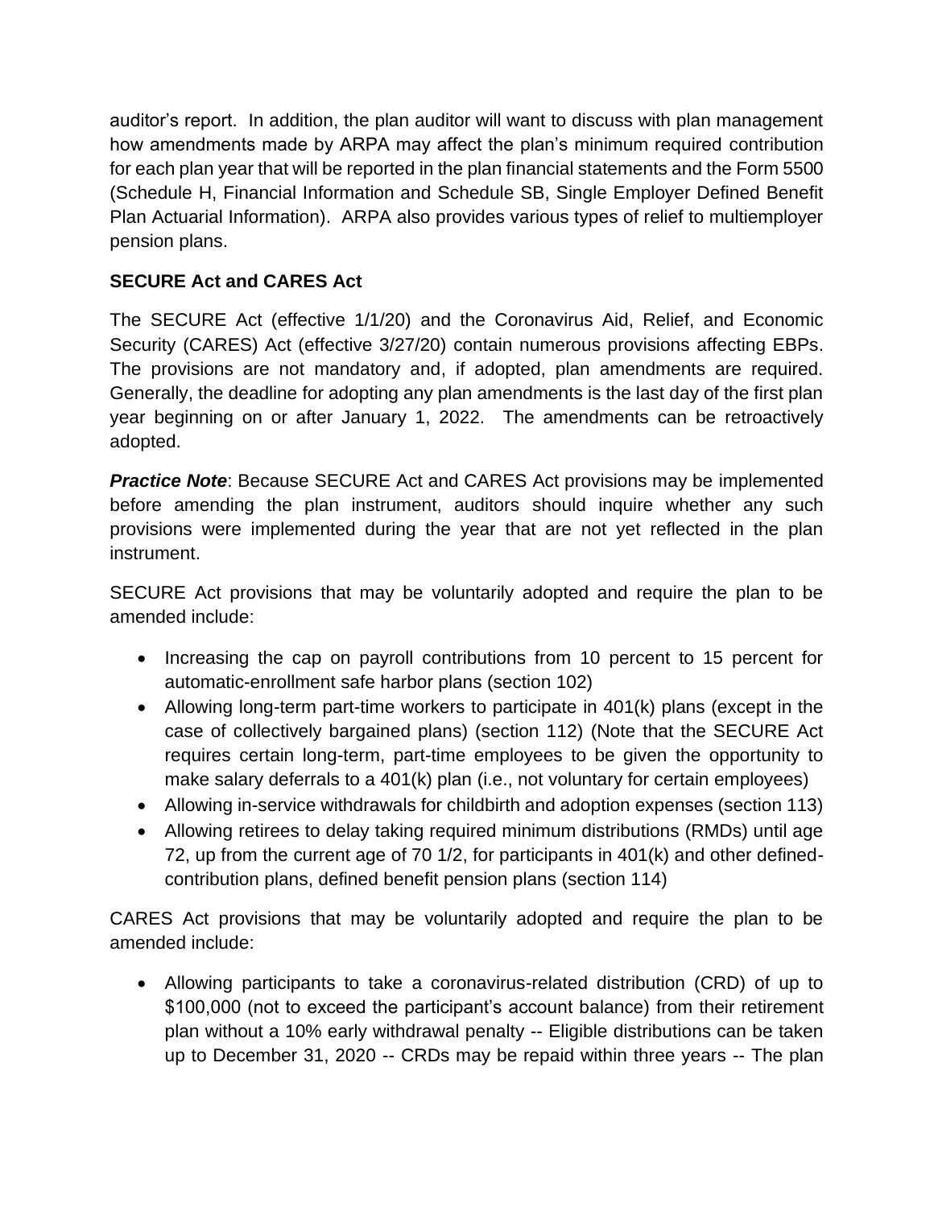auditor's report. In addition, the plan auditor will want to discuss with plan management how amendments made by ARPA may affect the plan's minimum required contribution for each plan year that will be reported in the plan financial statements and the Form 5500 (Schedule H, Financial Information and Schedule SB, Single Employer Defined Benefit Plan Actuarial Information). ARPA also provides various types of relief to multiemployer pension plans.

**SECURE Act and CARES Act**

The SECURE Act (effective 1/1/20) and the Coronavirus Aid, Relief, and Economic Security (CARES) Act (effective 3/27/20) contain numerous provisions affecting EBPs. The provisions are not mandatory and, if adopted, plan amendments are required. Generally, the deadline for adopting any plan amendments is the last day of the first plan year beginning on or after January 1, 2022. The amendments can be retroactively adopted.

***Practice Note***: Because SECURE Act and CARES Act provisions may be implemented before amending the plan instrument, auditors should inquire whether any such provisions were implemented during the year that are not yet reflected in the plan instrument.

SECURE Act provisions that may be voluntarily adopted and require the plan to be amended include:

- Increasing the cap on payroll contributions from 10 percent to 15 percent for automatic-enrollment safe harbor plans (section 102)
- Allowing long-term part-time workers to participate in 401(k) plans (except in the case of collectively bargained plans) (section 112) (Note that the SECURE Act requires certain long-term, part-time employees to be given the opportunity to make salary deferrals to a 401(k) plan (i.e., not voluntary for certain employees)
- Allowing in-service withdrawals for childbirth and adoption expenses (section 113)
- Allowing retirees to delay taking required minimum distributions (RMDs) until age 72, up from the current age of 70 1/2, for participants in 401(k) and other defined-contribution plans, defined benefit pension plans (section 114)

CARES Act provisions that may be voluntarily adopted and require the plan to be amended include:

- Allowing participants to take a coronavirus-related distribution (CRD) of up to \$100,000 (not to exceed the participant's account balance) from their retirement plan without a 10% early withdrawal penalty -- Eligible distributions can be taken up to December 31, 2020 -- CRDs may be repaid within three years -- The plan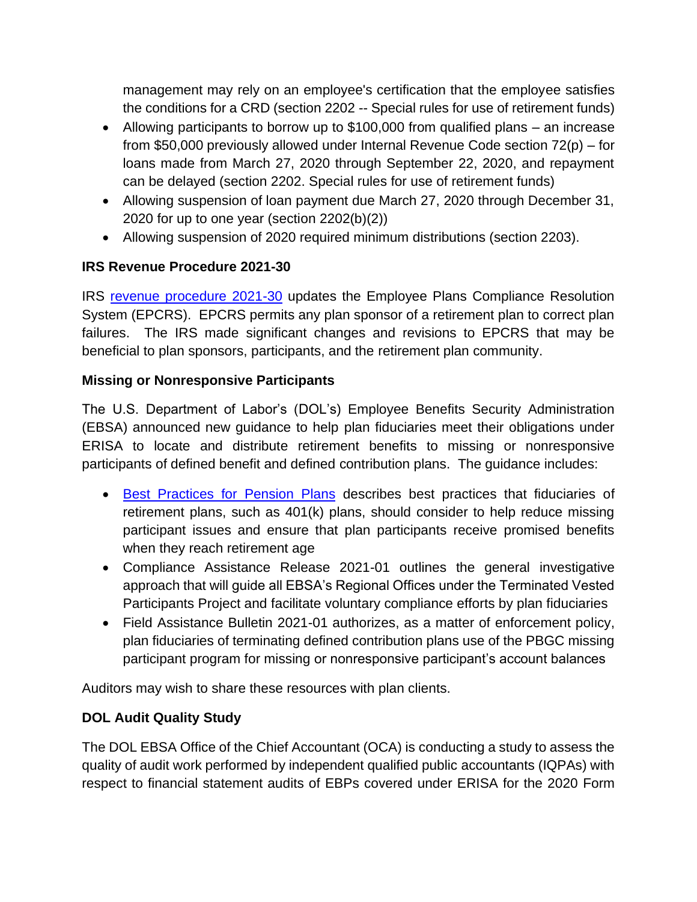management may rely on an employee's certification that the employee satisfies the conditions for a CRD (section 2202 -- Special rules for use of retirement funds)

- Allowing participants to borrow up to $100,000 from qualified plans – an increase from $50,000 previously allowed under Internal Revenue Code section 72(p) – for loans made from March 27, 2020 through September 22, 2020, and repayment can be delayed (section 2202. Special rules for use of retirement funds)
- Allowing suspension of loan payment due March 27, 2020 through December 31, 2020 for up to one year (section 2202(b)(2))
- Allowing suspension of 2020 required minimum distributions (section 2203).

**IRS Revenue Procedure 2021-30**

IRS revenue procedure 2021-30 updates the Employee Plans Compliance Resolution System (EPCRS). EPCRS permits any plan sponsor of a retirement plan to correct plan failures. The IRS made significant changes and revisions to EPCRS that may be beneficial to plan sponsors, participants, and the retirement plan community.

**Missing or Nonresponsive Participants**

The U.S. Department of Labor's (DOL's) Employee Benefits Security Administration (EBSA) announced new guidance to help plan fiduciaries meet their obligations under ERISA to locate and distribute retirement benefits to missing or nonresponsive participants of defined benefit and defined contribution plans. The guidance includes:

- Best Practices for Pension Plans describes best practices that fiduciaries of retirement plans, such as 401(k) plans, should consider to help reduce missing participant issues and ensure that plan participants receive promised benefits when they reach retirement age
- Compliance Assistance Release 2021-01 outlines the general investigative approach that will guide all EBSA's Regional Offices under the Terminated Vested Participants Project and facilitate voluntary compliance efforts by plan fiduciaries
- Field Assistance Bulletin 2021-01 authorizes, as a matter of enforcement policy, plan fiduciaries of terminating defined contribution plans use of the PBGC missing participant program for missing or nonresponsive participant's account balances

Auditors may wish to share these resources with plan clients.

**DOL Audit Quality Study**

The DOL EBSA Office of the Chief Accountant (OCA) is conducting a study to assess the quality of audit work performed by independent qualified public accountants (IQPAs) with respect to financial statement audits of EBPs covered under ERISA for the 2020 Form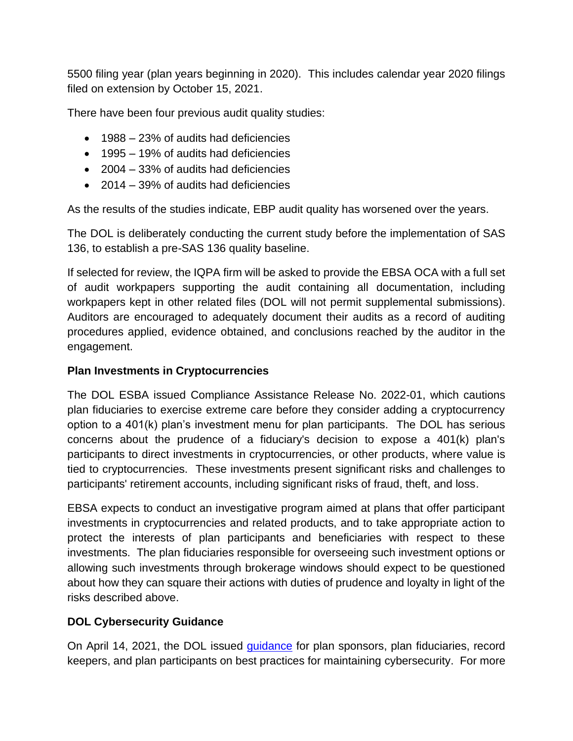5500 filing year (plan years beginning in 2020). This includes calendar year 2020 filings filed on extension by October 15, 2021.

There have been four previous audit quality studies:

- 1988 – 23% of audits had deficiencies
- 1995 – 19% of audits had deficiencies
- 2004 – 33% of audits had deficiencies
- 2014 – 39% of audits had deficiencies

As the results of the studies indicate, EBP audit quality has worsened over the years.

The DOL is deliberately conducting the current study before the implementation of SAS 136, to establish a pre-SAS 136 quality baseline.

If selected for review, the IQPA firm will be asked to provide the EBSA OCA with a full set of audit workpapers supporting the audit containing all documentation, including workpapers kept in other related files (DOL will not permit supplemental submissions). Auditors are encouraged to adequately document their audits as a record of auditing procedures applied, evidence obtained, and conclusions reached by the auditor in the engagement.

**Plan Investments in Cryptocurrencies**

The DOL ESBA issued Compliance Assistance Release No. 2022-01, which cautions plan fiduciaries to exercise extreme care before they consider adding a cryptocurrency option to a 401(k) plan's investment menu for plan participants. The DOL has serious concerns about the prudence of a fiduciary's decision to expose a 401(k) plan's participants to direct investments in cryptocurrencies, or other products, where value is tied to cryptocurrencies. These investments present significant risks and challenges to participants' retirement accounts, including significant risks of fraud, theft, and loss.

EBSA expects to conduct an investigative program aimed at plans that offer participant investments in cryptocurrencies and related products, and to take appropriate action to protect the interests of plan participants and beneficiaries with respect to these investments. The plan fiduciaries responsible for overseeing such investment options or allowing such investments through brokerage windows should expect to be questioned about how they can square their actions with duties of prudence and loyalty in light of the risks described above.

**DOL Cybersecurity Guidance**

On April 14, 2021, the DOL issued guidance for plan sponsors, plan fiduciaries, record keepers, and plan participants on best practices for maintaining cybersecurity. For more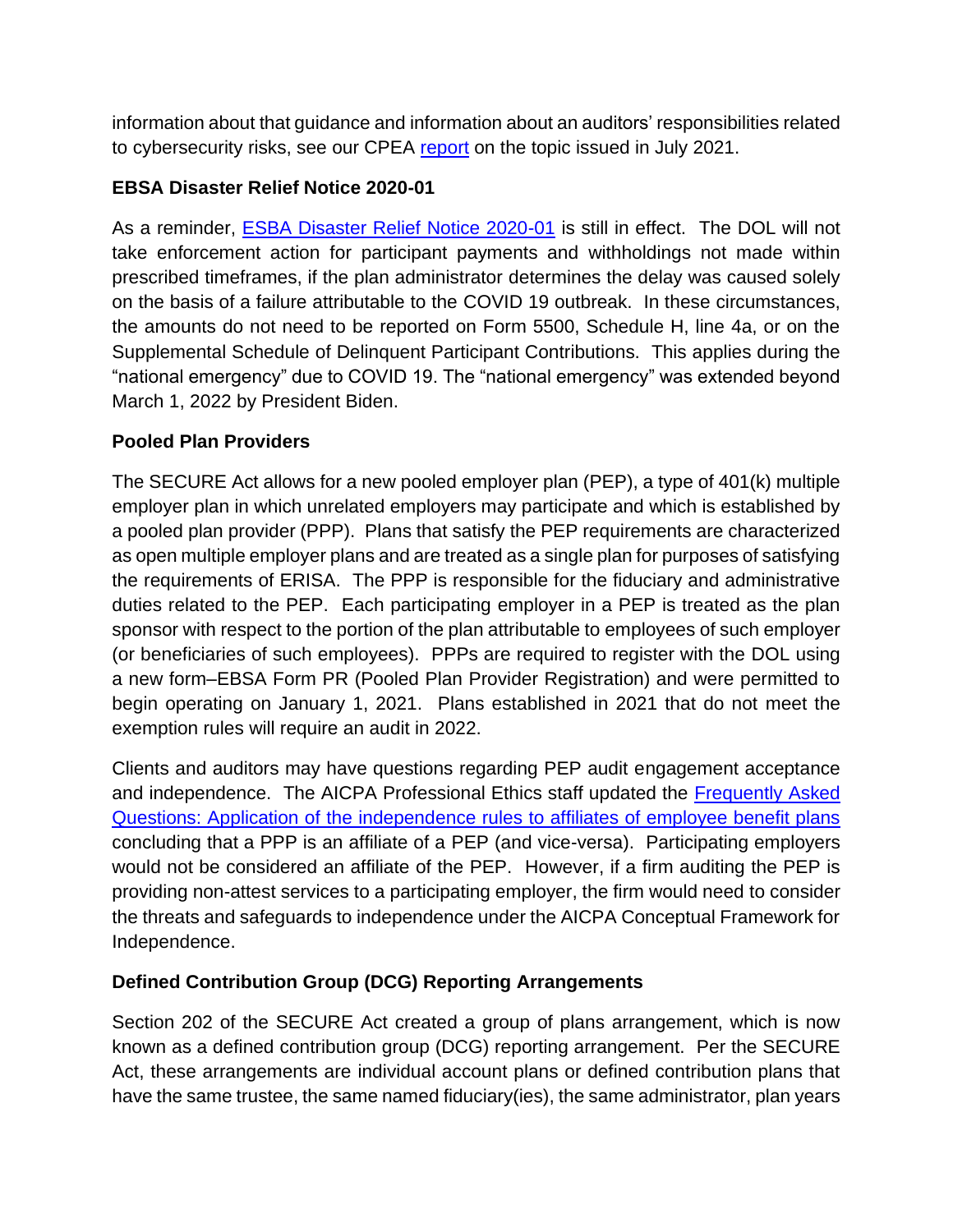information about that guidance and information about an auditors' responsibilities related to cybersecurity risks, see our CPEA [report](report) on the topic issued in July 2021.

**EBSA Disaster Relief Notice 2020-01**

As a reminder, [ESBA Disaster Relief Notice 2020-01](ESBA Disaster Relief Notice 2020-01) is still in effect. The DOL will not take enforcement action for participant payments and withholdings not made within prescribed timeframes, if the plan administrator determines the delay was caused solely on the basis of a failure attributable to the COVID 19 outbreak. In these circumstances, the amounts do not need to be reported on Form 5500, Schedule H, line 4a, or on the Supplemental Schedule of Delinquent Participant Contributions. This applies during the "national emergency" due to COVID 19. The "national emergency" was extended beyond March 1, 2022 by President Biden.

**Pooled Plan Providers**

The SECURE Act allows for a new pooled employer plan (PEP), a type of 401(k) multiple employer plan in which unrelated employers may participate and which is established by a pooled plan provider (PPP). Plans that satisfy the PEP requirements are characterized as open multiple employer plans and are treated as a single plan for purposes of satisfying the requirements of ERISA. The PPP is responsible for the fiduciary and administrative duties related to the PEP. Each participating employer in a PEP is treated as the plan sponsor with respect to the portion of the plan attributable to employees of such employer (or beneficiaries of such employees). PPPs are required to register with the DOL using a new form–EBSA Form PR (Pooled Plan Provider Registration) and were permitted to begin operating on January 1, 2021. Plans established in 2021 that do not meet the exemption rules will require an audit in 2022.

Clients and auditors may have questions regarding PEP audit engagement acceptance and independence. The AICPA Professional Ethics staff updated the [Frequently Asked Questions: Application of the independence rules to affiliates of employee benefit plans](Frequently Asked Questions: Application of the independence rules to affiliates of employee benefit plans) concluding that a PPP is an affiliate of a PEP (and vice-versa). Participating employers would not be considered an affiliate of the PEP. However, if a firm auditing the PEP is providing non-attest services to a participating employer, the firm would need to consider the threats and safeguards to independence under the AICPA Conceptual Framework for Independence.

**Defined Contribution Group (DCG) Reporting Arrangements**

Section 202 of the SECURE Act created a group of plans arrangement, which is now known as a defined contribution group (DCG) reporting arrangement. Per the SECURE Act, these arrangements are individual account plans or defined contribution plans that have the same trustee, the same named fiduciary(ies), the same administrator, plan years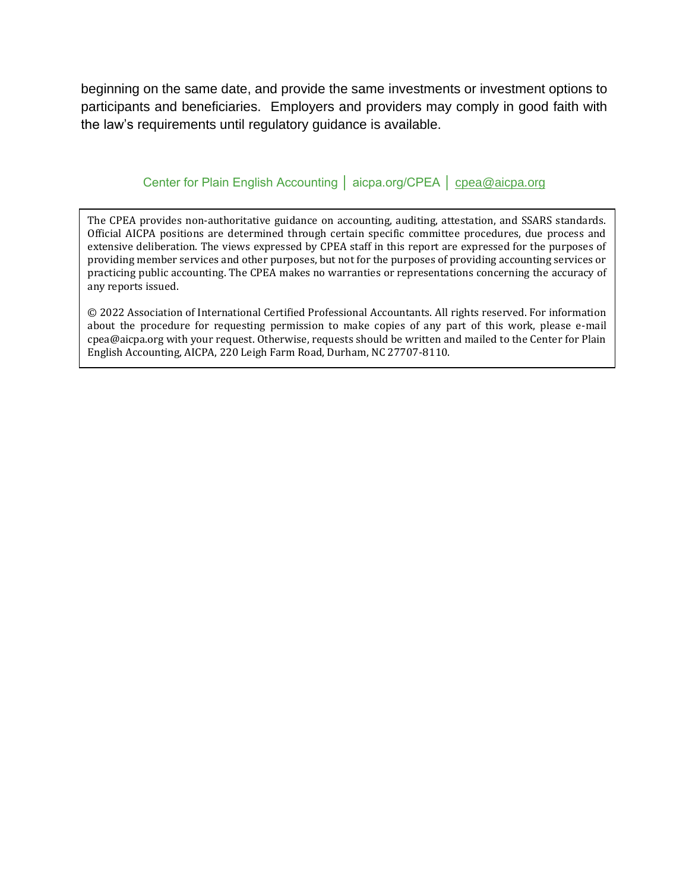beginning on the same date, and provide the same investments or investment options to participants and beneficiaries. Employers and providers may comply in good faith with the law's requirements until regulatory guidance is available.

Center for Plain English Accounting │ aicpa.org/CPEA │ cpea@aicpa.org

The CPEA provides non-authoritative guidance on accounting, auditing, attestation, and SSARS standards. Official AICPA positions are determined through certain specific committee procedures, due process and extensive deliberation. The views expressed by CPEA staff in this report are expressed for the purposes of providing member services and other purposes, but not for the purposes of providing accounting services or practicing public accounting. The CPEA makes no warranties or representations concerning the accuracy of any reports issued.

© 2022 Association of International Certified Professional Accountants. All rights reserved. For information about the procedure for requesting permission to make copies of any part of this work, please e-mail cpea@aicpa.org with your request. Otherwise, requests should be written and mailed to the Center for Plain English Accounting, AICPA, 220 Leigh Farm Road, Durham, NC 27707-8110.